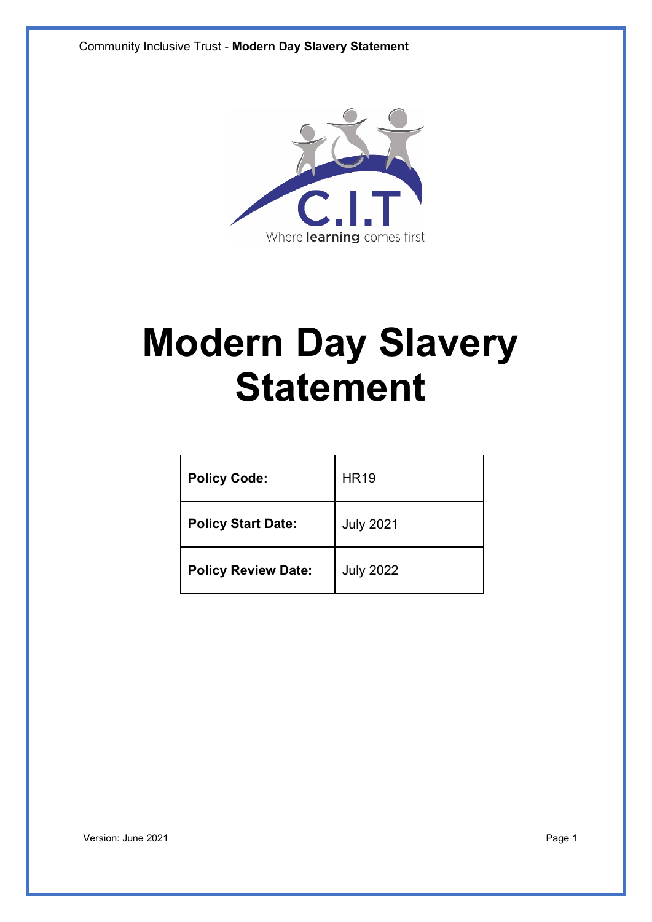# Modern Day Slavery Statement

| Policy Code: | HR19 |
|---|---|
| Policy Start Date: | July 2021 |
| Policy Review Date: | July 2022 |

Version: June 2021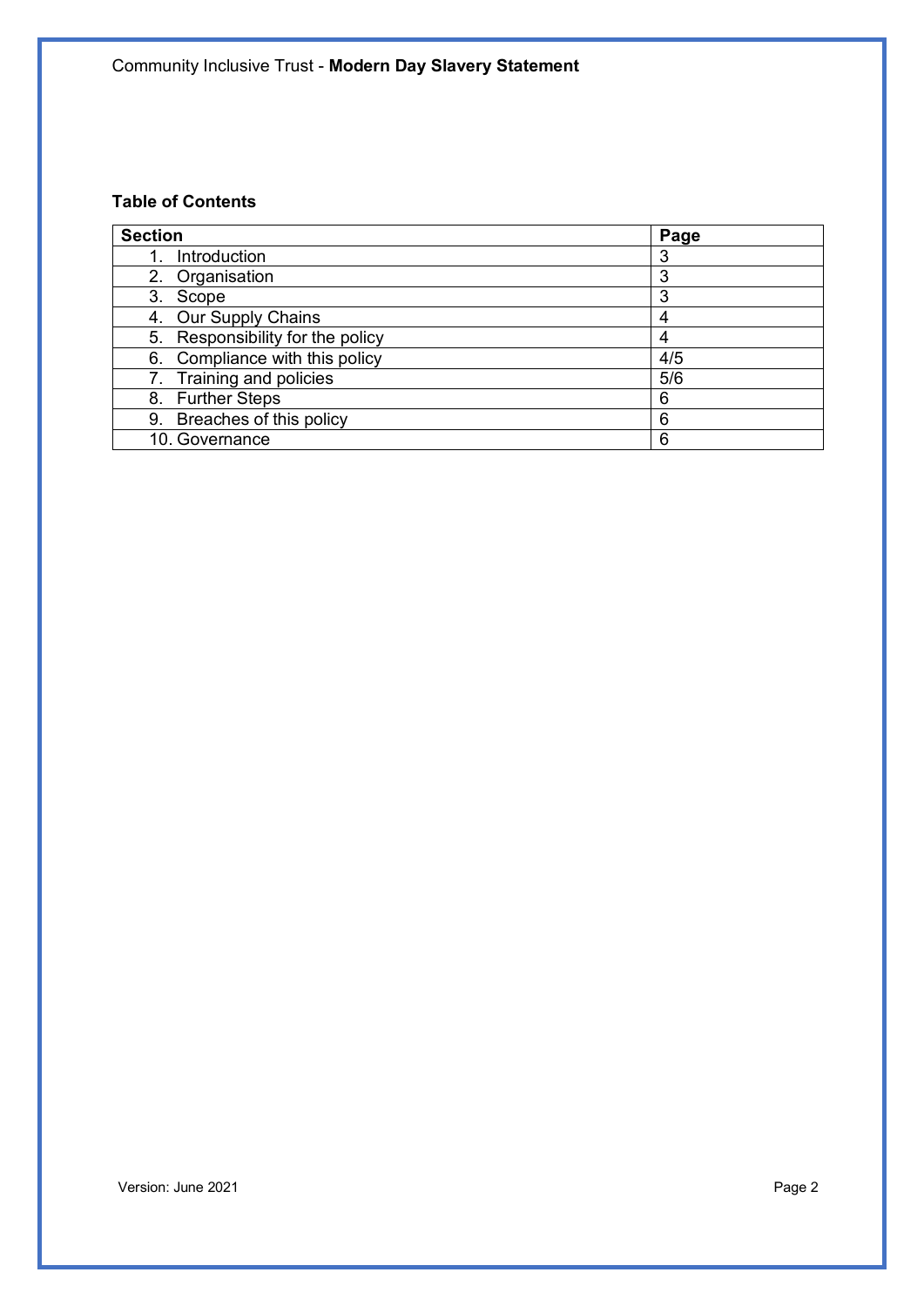**Table of Contents**

| Section | Page |
|---|---|
| 1. Introduction | 3 |
| 2. Organisation | 3 |
| 3. Scope | 3 |
| 4. Our Supply Chains | 4 |
| 5. Responsibility for the policy | 4 |
| 6. Compliance with this policy | 4/5 |
| 7. Training and policies | 5/6 |
| 8. Further Steps | 6 |
| 9. Breaches of this policy | 6 |
| 10. Governance | 6 |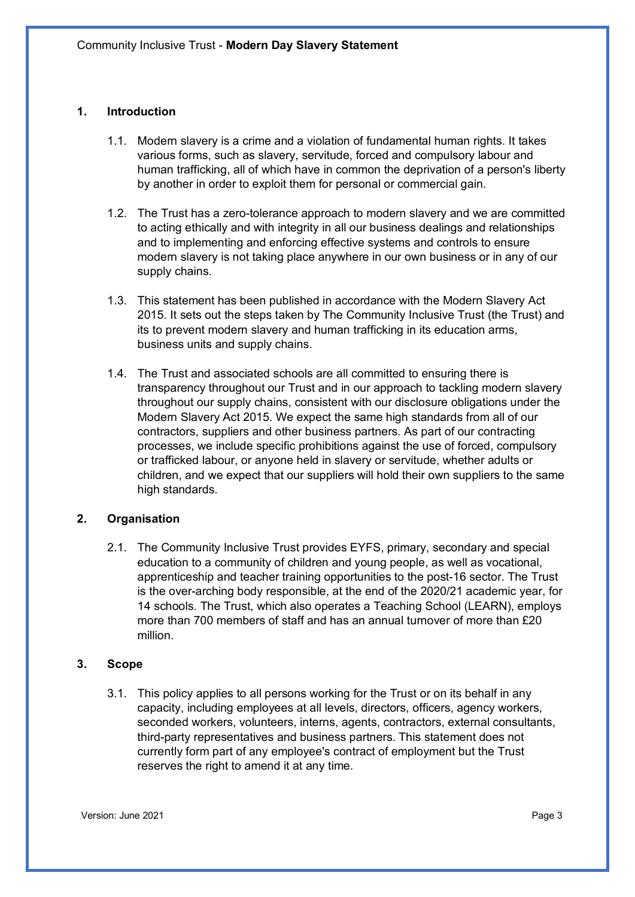## 1. Introduction

1.1. Modern slavery is a crime and a violation of fundamental human rights. It takes various forms, such as slavery, servitude, forced and compulsory labour and human trafficking, all of which have in common the deprivation of a person's liberty by another in order to exploit them for personal or commercial gain.

1.2. The Trust has a zero-tolerance approach to modern slavery and we are committed to acting ethically and with integrity in all our business dealings and relationships and to implementing and enforcing effective systems and controls to ensure modern slavery is not taking place anywhere in our own business or in any of our supply chains.

1.3. This statement has been published in accordance with the Modern Slavery Act 2015. It sets out the steps taken by The Community Inclusive Trust (the Trust) and its to prevent modern slavery and human trafficking in its education arms, business units and supply chains.

1.4. The Trust and associated schools are all committed to ensuring there is transparency throughout our Trust and in our approach to tackling modern slavery throughout our supply chains, consistent with our disclosure obligations under the Modern Slavery Act 2015. We expect the same high standards from all of our contractors, suppliers and other business partners. As part of our contracting processes, we include specific prohibitions against the use of forced, compulsory or trafficked labour, or anyone held in slavery or servitude, whether adults or children, and we expect that our suppliers will hold their own suppliers to the same high standards.

## 2. Organisation

2.1. The Community Inclusive Trust provides EYFS, primary, secondary and special education to a community of children and young people, as well as vocational, apprenticeship and teacher training opportunities to the post-16 sector. The Trust is the over-arching body responsible, at the end of the 2020/21 academic year, for 14 schools. The Trust, which also operates a Teaching School (LEARN), employs more than 700 members of staff and has an annual turnover of more than £20 million.

## 3. Scope

3.1. This policy applies to all persons working for the Trust or on its behalf in any capacity, including employees at all levels, directors, officers, agency workers, seconded workers, volunteers, interns, agents, contractors, external consultants, third-party representatives and business partners. This statement does not currently form part of any employee's contract of employment but the Trust reserves the right to amend it at any time.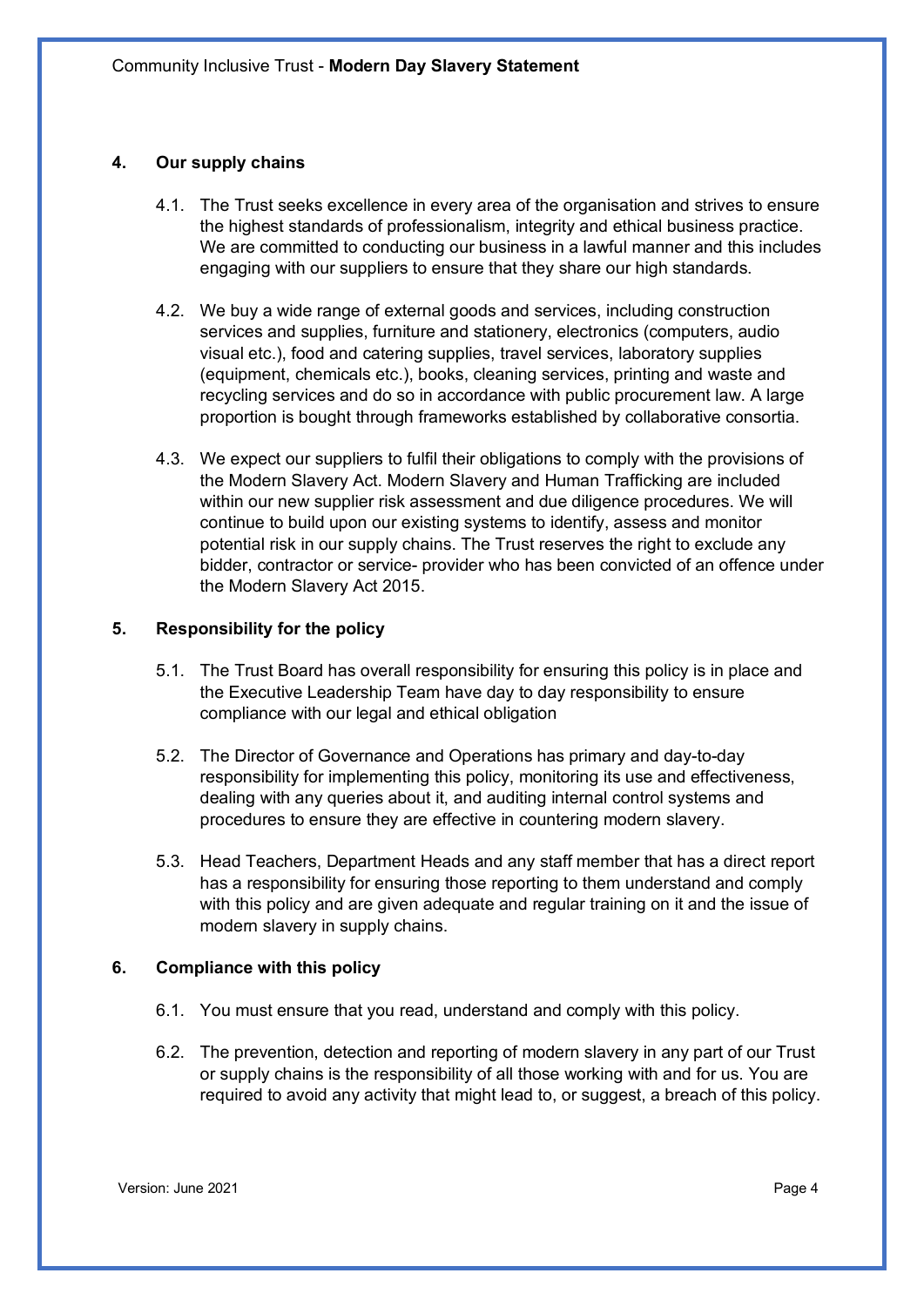## 4. Our supply chains

4.1. The Trust seeks excellence in every area of the organisation and strives to ensure the highest standards of professionalism, integrity and ethical business practice. We are committed to conducting our business in a lawful manner and this includes engaging with our suppliers to ensure that they share our high standards.

4.2. We buy a wide range of external goods and services, including construction services and supplies, furniture and stationery, electronics (computers, audio visual etc.), food and catering supplies, travel services, laboratory supplies (equipment, chemicals etc.), books, cleaning services, printing and waste and recycling services and do so in accordance with public procurement law. A large proportion is bought through frameworks established by collaborative consortia.

4.3. We expect our suppliers to fulfil their obligations to comply with the provisions of the Modern Slavery Act. Modern Slavery and Human Trafficking are included within our new supplier risk assessment and due diligence procedures. We will continue to build upon our existing systems to identify, assess and monitor potential risk in our supply chains. The Trust reserves the right to exclude any bidder, contractor or service- provider who has been convicted of an offence under the Modern Slavery Act 2015.

## 5. Responsibility for the policy

5.1. The Trust Board has overall responsibility for ensuring this policy is in place and the Executive Leadership Team have day to day responsibility to ensure compliance with our legal and ethical obligation

5.2. The Director of Governance and Operations has primary and day-to-day responsibility for implementing this policy, monitoring its use and effectiveness, dealing with any queries about it, and auditing internal control systems and procedures to ensure they are effective in countering modern slavery.

5.3. Head Teachers, Department Heads and any staff member that has a direct report has a responsibility for ensuring those reporting to them understand and comply with this policy and are given adequate and regular training on it and the issue of modern slavery in supply chains.

## 6. Compliance with this policy

6.1. You must ensure that you read, understand and comply with this policy.

6.2. The prevention, detection and reporting of modern slavery in any part of our Trust or supply chains is the responsibility of all those working with and for us. You are required to avoid any activity that might lead to, or suggest, a breach of this policy.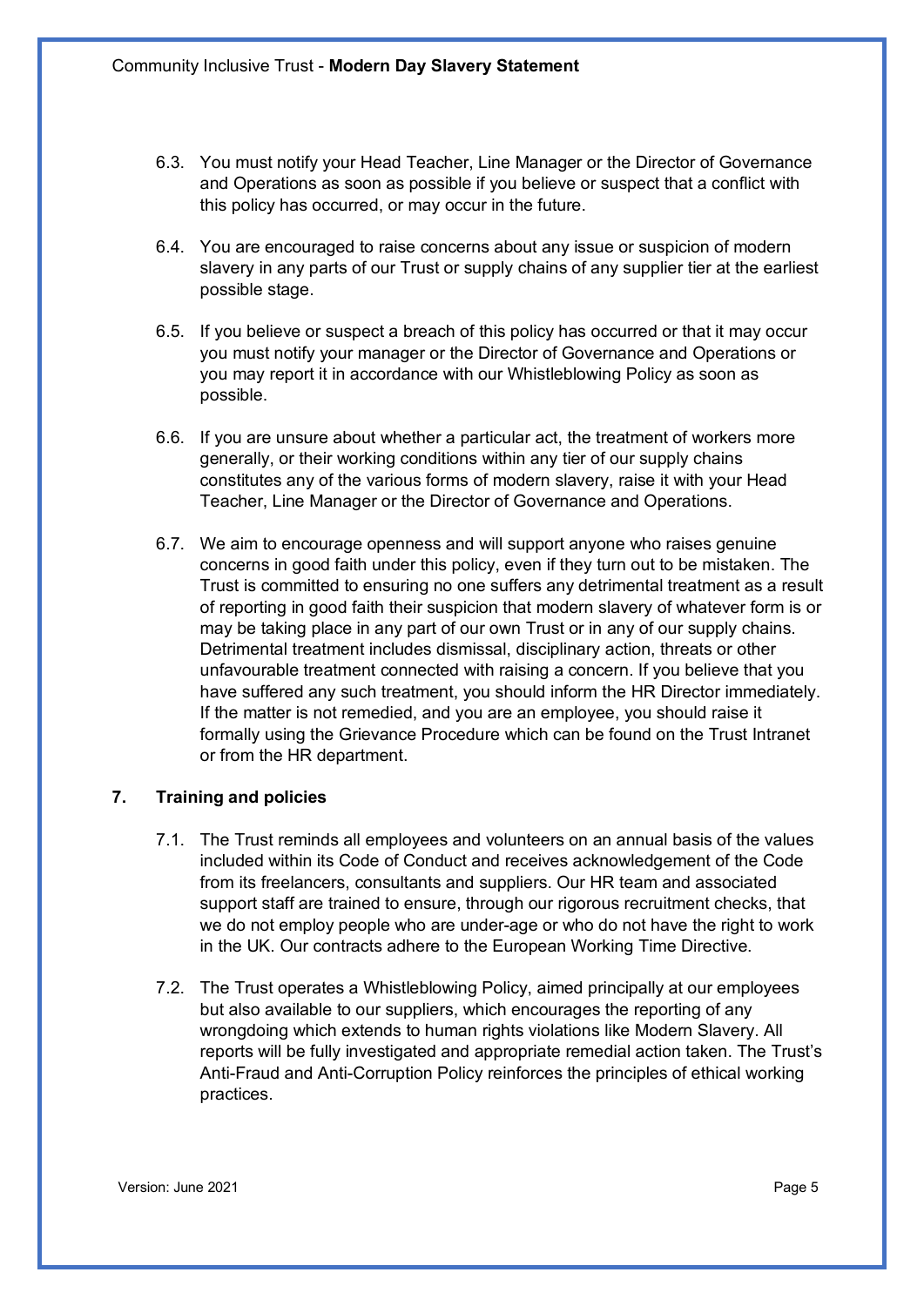6.3. You must notify your Head Teacher, Line Manager or the Director of Governance and Operations as soon as possible if you believe or suspect that a conflict with this policy has occurred, or may occur in the future.

6.4. You are encouraged to raise concerns about any issue or suspicion of modern slavery in any parts of our Trust or supply chains of any supplier tier at the earliest possible stage.

6.5. If you believe or suspect a breach of this policy has occurred or that it may occur you must notify your manager or the Director of Governance and Operations or you may report it in accordance with our Whistleblowing Policy as soon as possible.

6.6. If you are unsure about whether a particular act, the treatment of workers more generally, or their working conditions within any tier of our supply chains constitutes any of the various forms of modern slavery, raise it with your Head Teacher, Line Manager or the Director of Governance and Operations.

6.7. We aim to encourage openness and will support anyone who raises genuine concerns in good faith under this policy, even if they turn out to be mistaken. The Trust is committed to ensuring no one suffers any detrimental treatment as a result of reporting in good faith their suspicion that modern slavery of whatever form is or may be taking place in any part of our own Trust or in any of our supply chains. Detrimental treatment includes dismissal, disciplinary action, threats or other unfavourable treatment connected with raising a concern. If you believe that you have suffered any such treatment, you should inform the HR Director immediately. If the matter is not remedied, and you are an employee, you should raise it formally using the Grievance Procedure which can be found on the Trust Intranet or from the HR department.

## 7. Training and policies

7.1. The Trust reminds all employees and volunteers on an annual basis of the values included within its Code of Conduct and receives acknowledgement of the Code from its freelancers, consultants and suppliers. Our HR team and associated support staff are trained to ensure, through our rigorous recruitment checks, that we do not employ people who are under-age or who do not have the right to work in the UK. Our contracts adhere to the European Working Time Directive.

7.2. The Trust operates a Whistleblowing Policy, aimed principally at our employees but also available to our suppliers, which encourages the reporting of any wrongdoing which extends to human rights violations like Modern Slavery. All reports will be fully investigated and appropriate remedial action taken. The Trust's Anti-Fraud and Anti-Corruption Policy reinforces the principles of ethical working practices.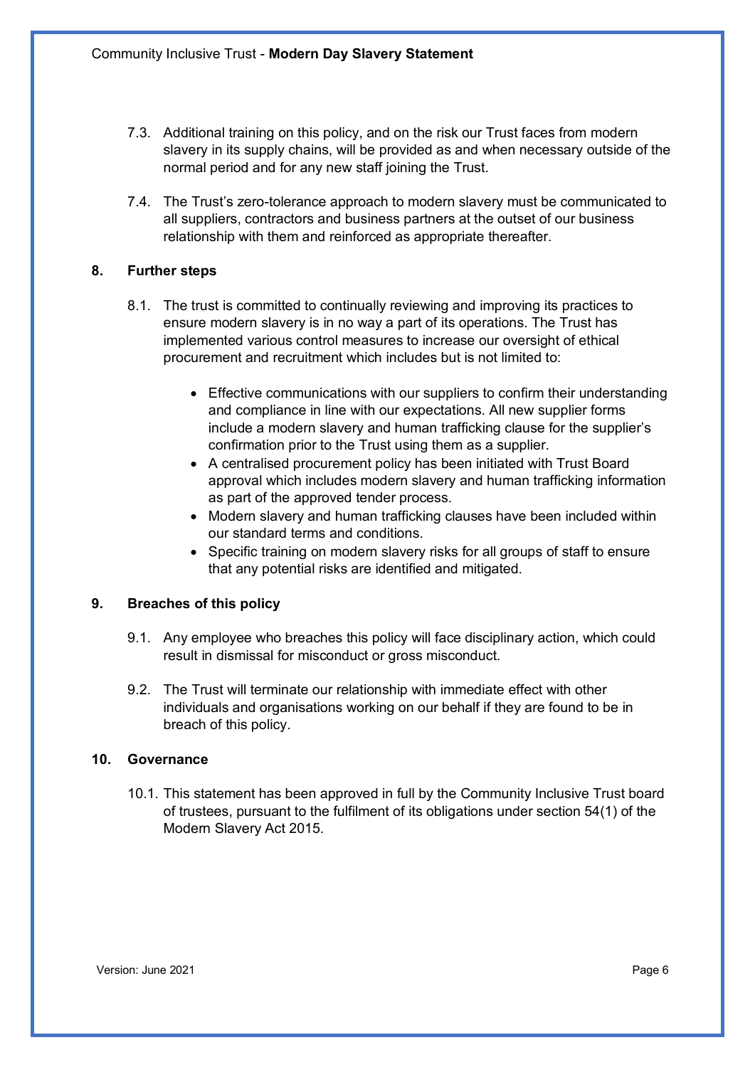7.3. Additional training on this policy, and on the risk our Trust faces from modern slavery in its supply chains, will be provided as and when necessary outside of the normal period and for any new staff joining the Trust.

7.4. The Trust's zero-tolerance approach to modern slavery must be communicated to all suppliers, contractors and business partners at the outset of our business relationship with them and reinforced as appropriate thereafter.

## 8. Further steps

8.1. The trust is committed to continually reviewing and improving its practices to ensure modern slavery is in no way a part of its operations. The Trust has implemented various control measures to increase our oversight of ethical procurement and recruitment which includes but is not limited to:

- Effective communications with our suppliers to confirm their understanding and compliance in line with our expectations. All new supplier forms include a modern slavery and human trafficking clause for the supplier's confirmation prior to the Trust using them as a supplier.
- A centralised procurement policy has been initiated with Trust Board approval which includes modern slavery and human trafficking information as part of the approved tender process.
- Modern slavery and human trafficking clauses have been included within our standard terms and conditions.
- Specific training on modern slavery risks for all groups of staff to ensure that any potential risks are identified and mitigated.

## 9. Breaches of this policy

9.1. Any employee who breaches this policy will face disciplinary action, which could result in dismissal for misconduct or gross misconduct.

9.2. The Trust will terminate our relationship with immediate effect with other individuals and organisations working on our behalf if they are found to be in breach of this policy.

## 10. Governance

10.1. This statement has been approved in full by the Community Inclusive Trust board of trustees, pursuant to the fulfilment of its obligations under section 54(1) of the Modern Slavery Act 2015.